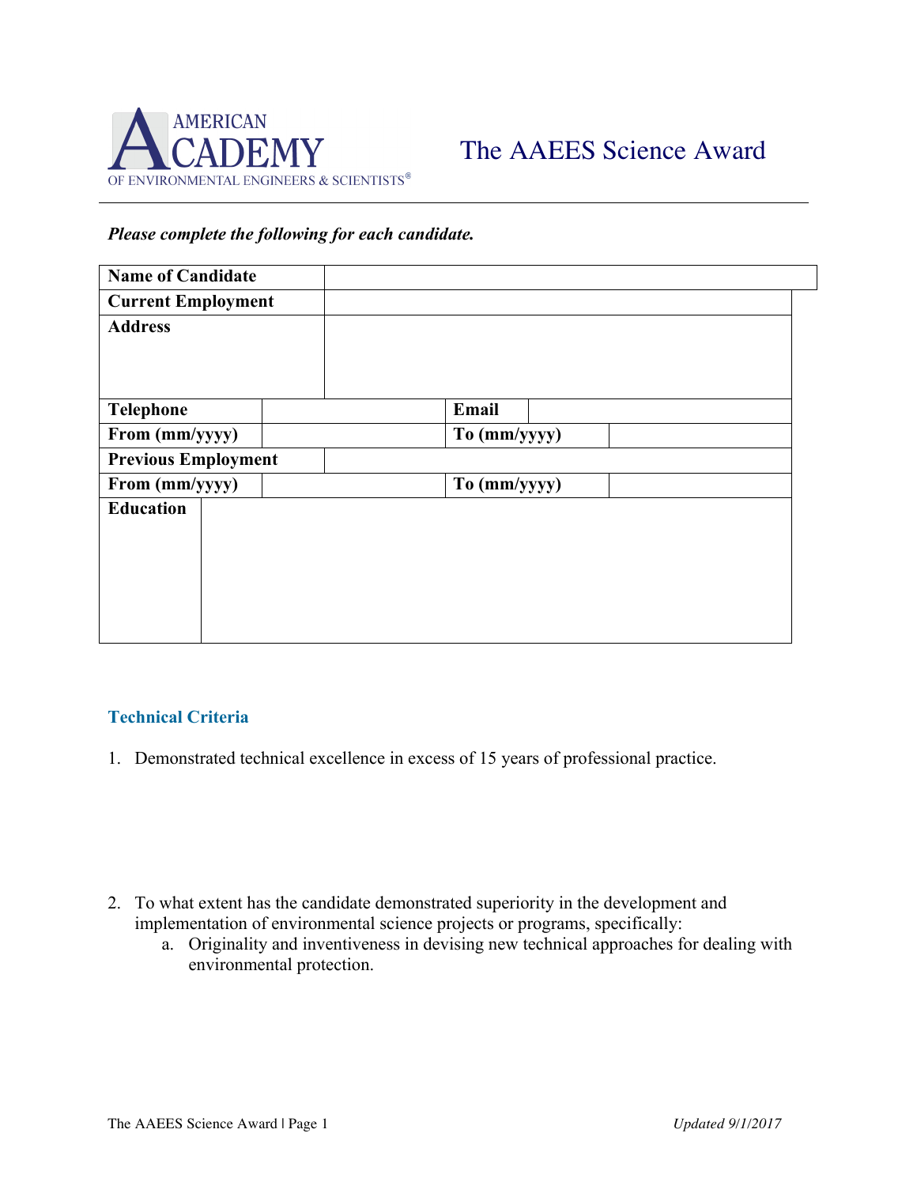AMERICAN ACADEMY OF ENVIRONMENTAL ENGINEERS & SCIENTISTS®

# The AAEES Science Award

***Please complete the following for each candidate.***

| | | | |
|---|---|---|---|
| **Name of Candidate** | | | |
| **Current Employment** | | | |
| **Address** | | | |
| **Telephone** | | **Email** | |
| **From (mm/yyyy)** | | **To (mm/yyyy)** | |
| **Previous Employment** | | | |
| **From (mm/yyyy)** | | **To (mm/yyyy)** | |
| **Education** | | | |

## Technical Criteria

1. Demonstrated technical excellence in excess of 15 years of professional practice.

2. To what extent has the candidate demonstrated superiority in the development and implementation of environmental science projects or programs, specifically:
   a. Originality and inventiveness in devising new technical approaches for dealing with environmental protection.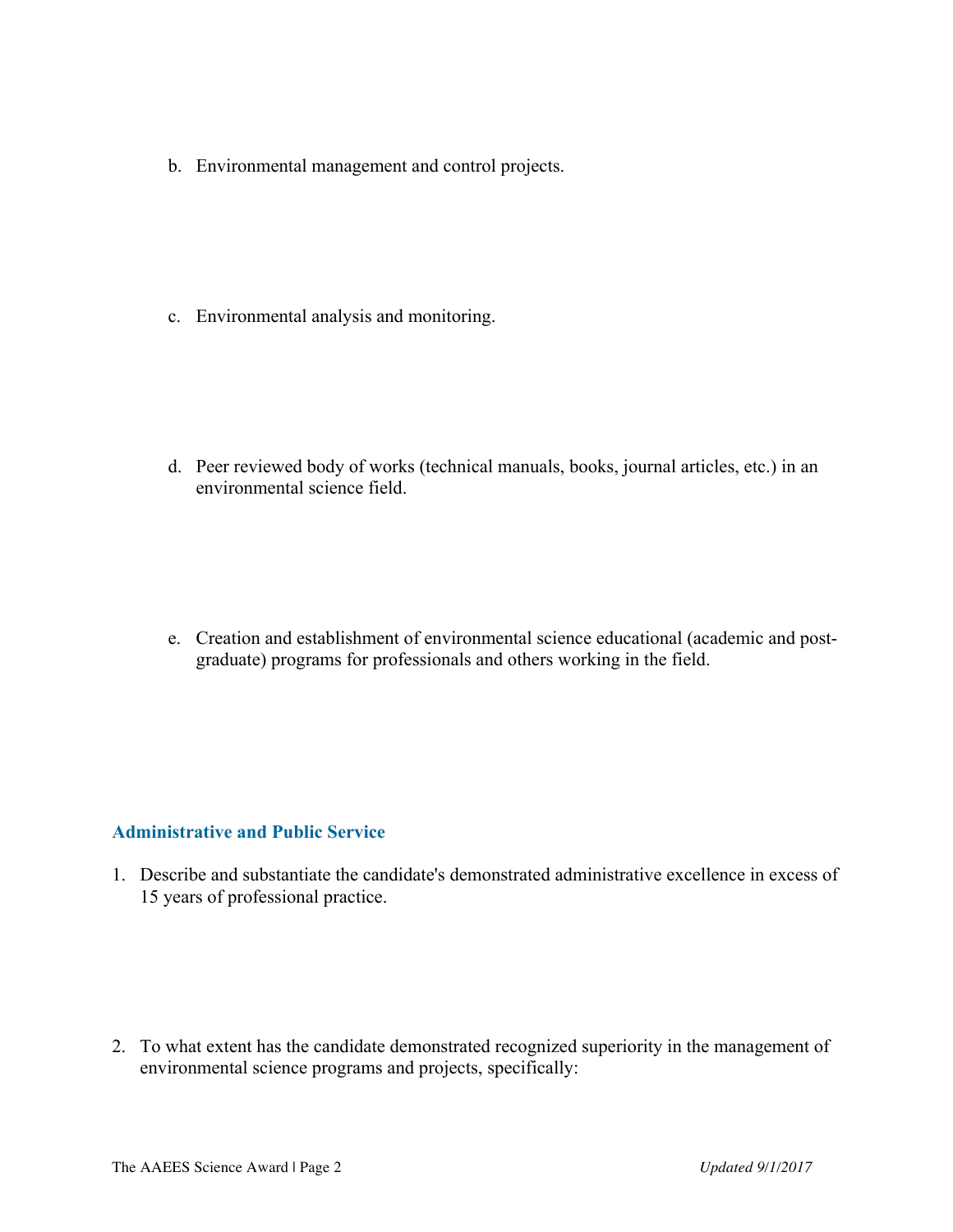b. Environmental management and control projects.

c. Environmental analysis and monitoring.

d. Peer reviewed body of works (technical manuals, books, journal articles, etc.) in an environmental science field.

e. Creation and establishment of environmental science educational (academic and post-graduate) programs for professionals and others working in the field.

## Administrative and Public Service

1. Describe and substantiate the candidate's demonstrated administrative excellence in excess of 15 years of professional practice.

2. To what extent has the candidate demonstrated recognized superiority in the management of environmental science programs and projects, specifically: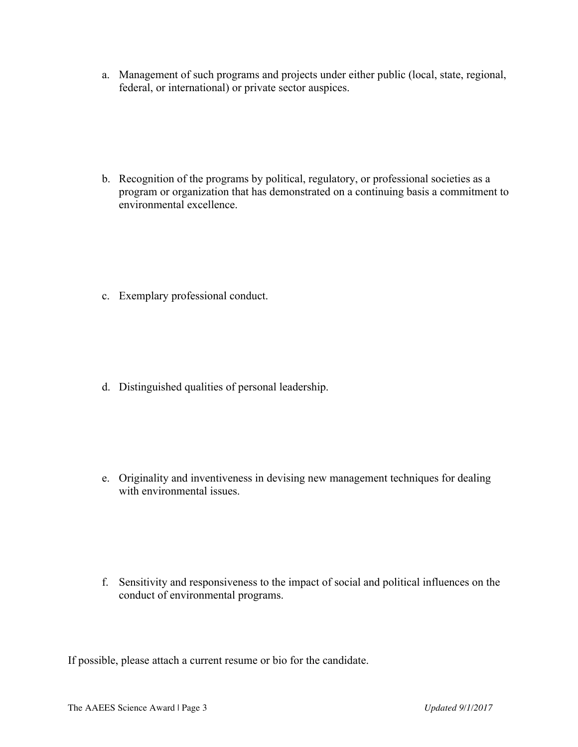a. Management of such programs and projects under either public (local, state, regional, federal, or international) or private sector auspices.

b. Recognition of the programs by political, regulatory, or professional societies as a program or organization that has demonstrated on a continuing basis a commitment to environmental excellence.

c. Exemplary professional conduct.

d. Distinguished qualities of personal leadership.

e. Originality and inventiveness in devising new management techniques for dealing with environmental issues.

f. Sensitivity and responsiveness to the impact of social and political influences on the conduct of environmental programs.

If possible, please attach a current resume or bio for the candidate.